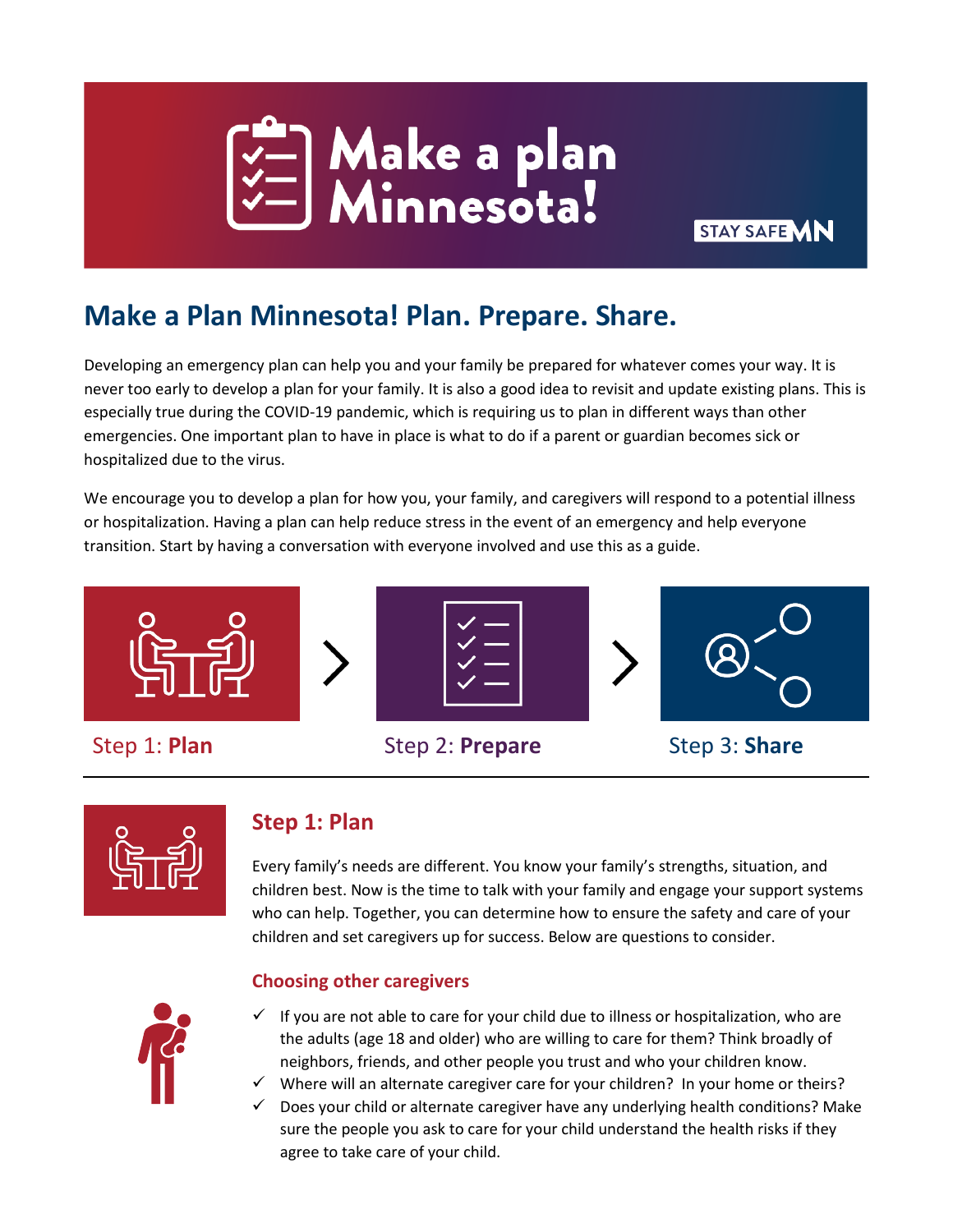# Make a plan Minnesota!

STAY SAFE MN

## Make a Plan Minnesota! Plan. Prepare. Share.

Developing an emergency plan can help you and your family be prepared for whatever comes your way. It is never too early to develop a plan for your family. It is also a good idea to revisit and update existing plans. This is especially true during the COVID-19 pandemic, which is requiring us to plan in different ways than other emergencies. One important plan to have in place is what to do if a parent or guardian becomes sick or hospitalized due to the virus.

We encourage you to develop a plan for how you, your family, and caregivers will respond to a potential illness or hospitalization. Having a plan can help reduce stress in the event of an emergency and help everyone transition. Start by having a conversation with everyone involved and use this as a guide.

Step 1: **Plan** > Step 2: **Prepare** > Step 3: **Share**

## Step 1: Plan

Every family's needs are different. You know your family's strengths, situation, and children best. Now is the time to talk with your family and engage your support systems who can help. Together, you can determine how to ensure the safety and care of your children and set caregivers up for success. Below are questions to consider.

### Choosing other caregivers

- ✓ If you are not able to care for your child due to illness or hospitalization, who are the adults (age 18 and older) who are willing to care for them? Think broadly of neighbors, friends, and other people you trust and who your children know.
- ✓ Where will an alternate caregiver care for your children? In your home or theirs?
- ✓ Does your child or alternate caregiver have any underlying health conditions? Make sure the people you ask to care for your child understand the health risks if they agree to take care of your child.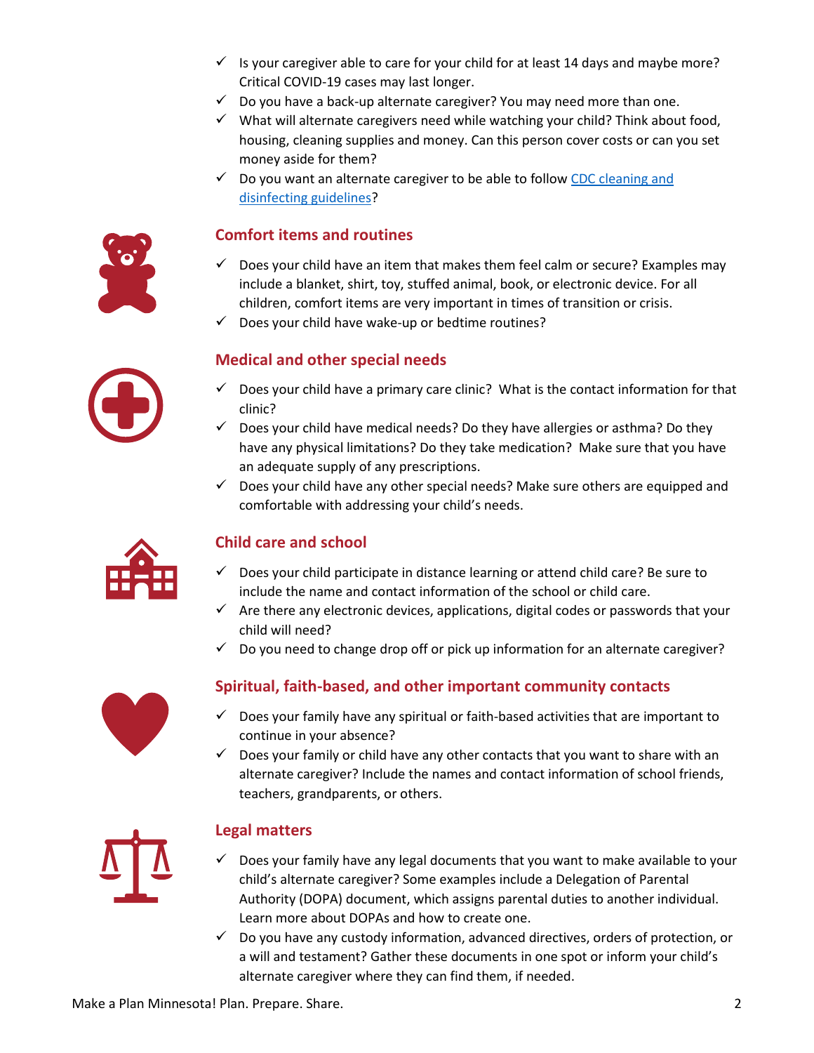- ✓ Is your caregiver able to care for your child for at least 14 days and maybe more? Critical COVID-19 cases may last longer.
- ✓ Do you have a back-up alternate caregiver? You may need more than one.
- ✓ What will alternate caregivers need while watching your child? Think about food, housing, cleaning supplies and money. Can this person cover costs or can you set money aside for them?
- ✓ Do you want an alternate caregiver to be able to follow CDC cleaning and disinfecting guidelines?

## Comfort items and routines

- ✓ Does your child have an item that makes them feel calm or secure? Examples may include a blanket, shirt, toy, stuffed animal, book, or electronic device. For all children, comfort items are very important in times of transition or crisis.
- ✓ Does your child have wake-up or bedtime routines?

## Medical and other special needs

- ✓ Does your child have a primary care clinic? What is the contact information for that clinic?
- ✓ Does your child have medical needs? Do they have allergies or asthma? Do they have any physical limitations? Do they take medication? Make sure that you have an adequate supply of any prescriptions.
- ✓ Does your child have any other special needs? Make sure others are equipped and comfortable with addressing your child's needs.

## Child care and school

- ✓ Does your child participate in distance learning or attend child care? Be sure to include the name and contact information of the school or child care.
- ✓ Are there any electronic devices, applications, digital codes or passwords that your child will need?
- ✓ Do you need to change drop off or pick up information for an alternate caregiver?

## Spiritual, faith-based, and other important community contacts

- ✓ Does your family have any spiritual or faith-based activities that are important to continue in your absence?
- ✓ Does your family or child have any other contacts that you want to share with an alternate caregiver? Include the names and contact information of school friends, teachers, grandparents, or others.

## Legal matters

- ✓ Does your family have any legal documents that you want to make available to your child's alternate caregiver? Some examples include a Delegation of Parental Authority (DOPA) document, which assigns parental duties to another individual. Learn more about DOPAs and how to create one.
- ✓ Do you have any custody information, advanced directives, orders of protection, or a will and testament? Gather these documents in one spot or inform your child's alternate caregiver where they can find them, if needed.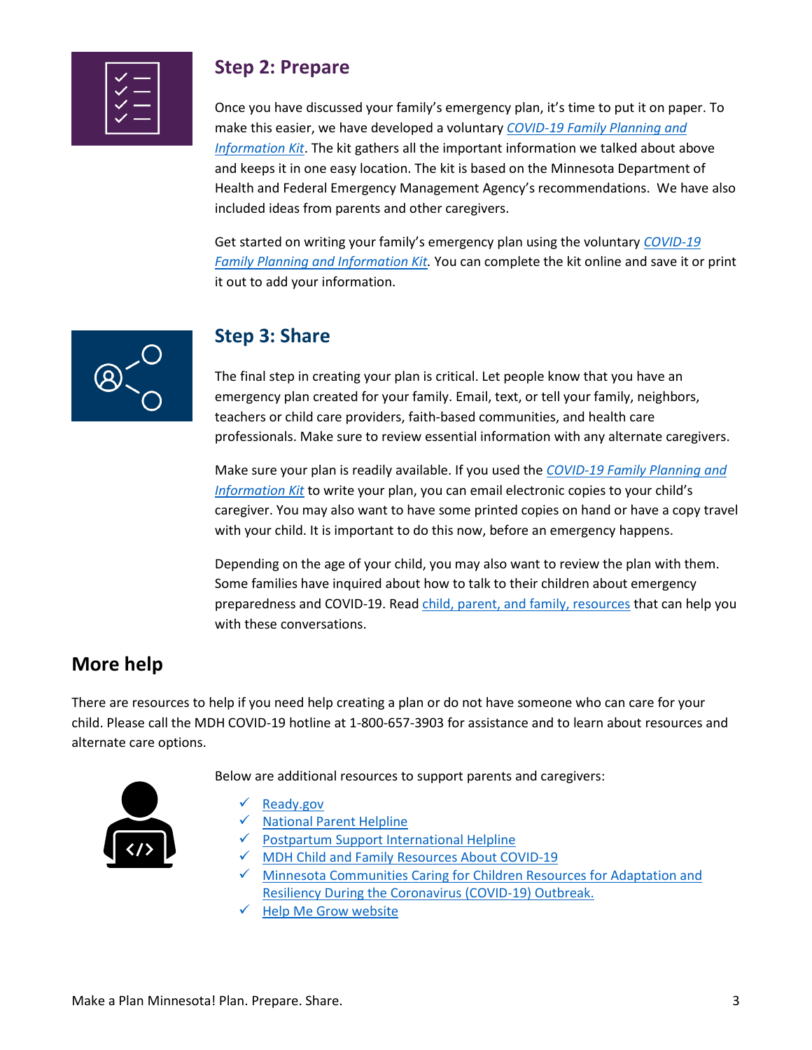## Step 2: Prepare

Once you have discussed your family's emergency plan, it's time to put it on paper. To make this easier, we have developed a voluntary *COVID-19 Family Planning and Information Kit*. The kit gathers all the important information we talked about above and keeps it in one easy location. The kit is based on the Minnesota Department of Health and Federal Emergency Management Agency's recommendations. We have also included ideas from parents and other caregivers.

Get started on writing your family's emergency plan using the voluntary *COVID-19 Family Planning and Information Kit.* You can complete the kit online and save it or print it out to add your information.

## Step 3: Share

The final step in creating your plan is critical. Let people know that you have an emergency plan created for your family. Email, text, or tell your family, neighbors, teachers or child care providers, faith-based communities, and health care professionals. Make sure to review essential information with any alternate caregivers.

Make sure your plan is readily available. If you used the *COVID-19 Family Planning and Information Kit* to write your plan, you can email electronic copies to your child's caregiver. You may also want to have some printed copies on hand or have a copy travel with your child. It is important to do this now, before an emergency happens.

Depending on the age of your child, you may also want to review the plan with them. Some families have inquired about how to talk to their children about emergency preparedness and COVID-19. Read child, parent, and family, resources that can help you with these conversations.

## More help

There are resources to help if you need help creating a plan or do not have someone who can care for your child. Please call the MDH COVID-19 hotline at 1-800-657-3903 for assistance and to learn about resources and alternate care options.

Below are additional resources to support parents and caregivers:

- Ready.gov
- National Parent Helpline
- Postpartum Support International Helpline
- MDH Child and Family Resources About COVID-19
- Minnesota Communities Caring for Children Resources for Adaptation and Resiliency During the Coronavirus (COVID-19) Outbreak.
- Help Me Grow website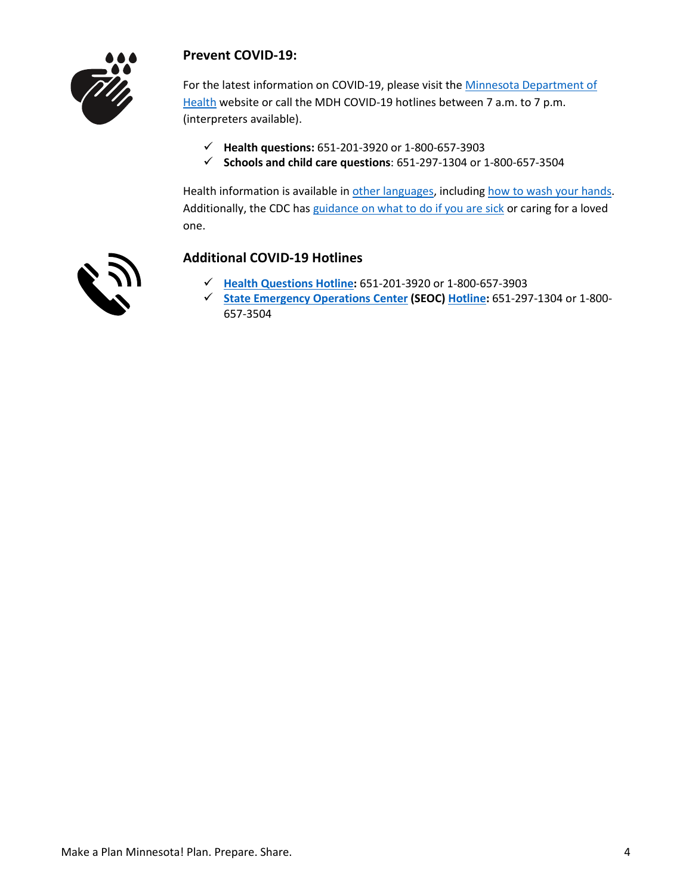## Prevent COVID-19:

For the latest information on COVID-19, please visit the Minnesota Department of Health website or call the MDH COVID-19 hotlines between 7 a.m. to 7 p.m. (interpreters available).

- ✓ **Health questions:** 651-201-3920 or 1-800-657-3903
- ✓ **Schools and child care questions**: 651-297-1304 or 1-800-657-3504

Health information is available in other languages, including how to wash your hands. Additionally, the CDC has guidance on what to do if you are sick or caring for a loved one.

## Additional COVID-19 Hotlines

- ✓ **Health Questions Hotline:** 651-201-3920 or 1-800-657-3903
- ✓ **State Emergency Operations Center (SEOC) Hotline:** 651-297-1304 or 1-800-657-3504